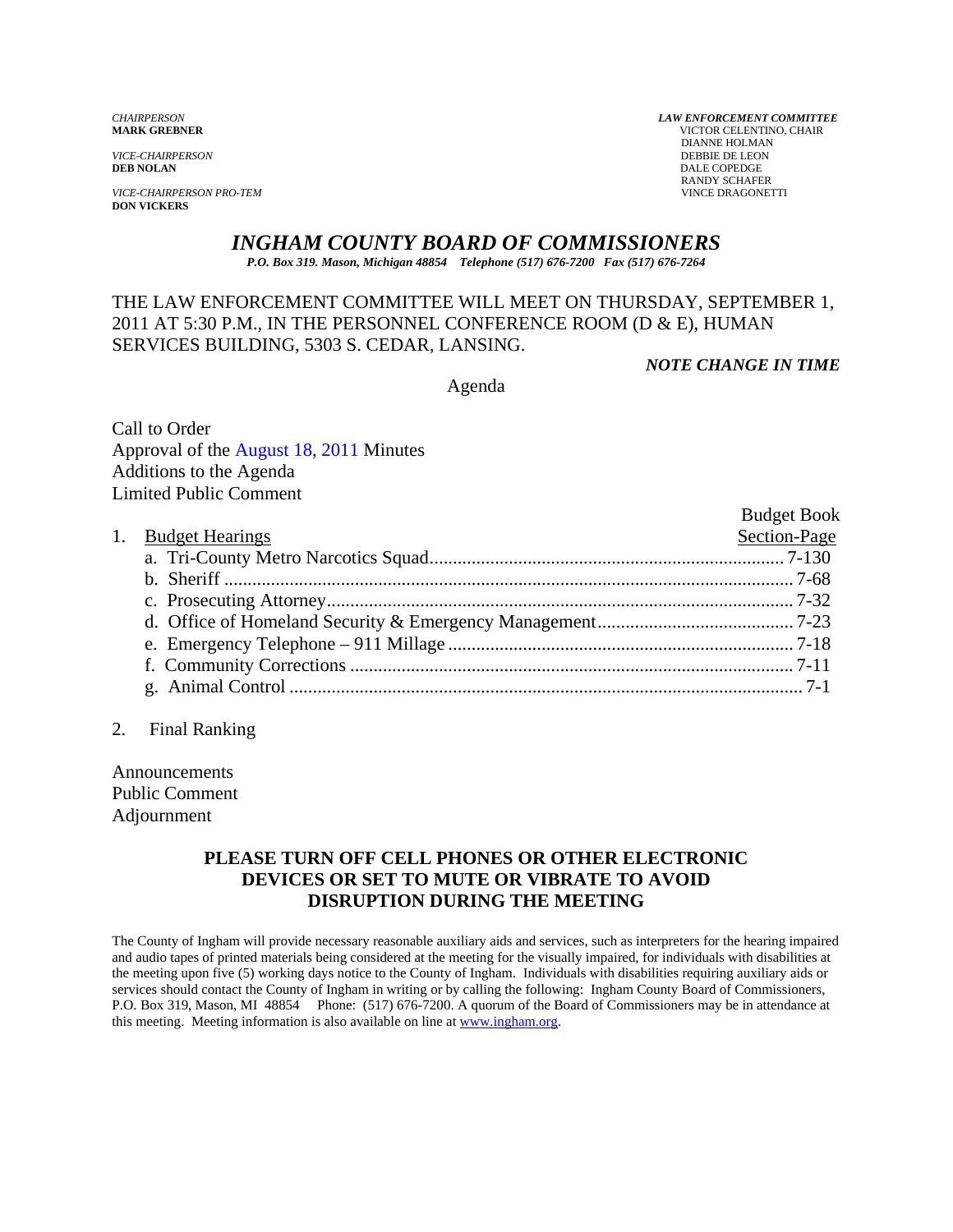*CHAIRPERSON*
**MARK GREBNER**

*VICE-CHAIRPERSON*
**DEB NOLAN**

*VICE-CHAIRPERSON PRO-TEM*
**DON VICKERS**

***LAW ENFORCEMENT COMMITTEE***
VICTOR CELENTINO, CHAIR
DIANNE HOLMAN
DEBBIE DE LEON
DALE COPEDGE
RANDY SCHAFER
VINCE DRAGONETTI

# *INGHAM COUNTY BOARD OF COMMISSIONERS*

***P.O. Box 319. Mason, Michigan 48854 Telephone (517) 676-7200 Fax (517) 676-7264***

THE LAW ENFORCEMENT COMMITTEE WILL MEET ON THURSDAY, SEPTEMBER 1, 2011 AT 5:30 P.M., IN THE PERSONNEL CONFERENCE ROOM (D & E), HUMAN SERVICES BUILDING, 5303 S. CEDAR, LANSING.

***NOTE CHANGE IN TIME***

Agenda

Call to Order
Approval of the August 18, 2011 Minutes
Additions to the Agenda
Limited Public Comment

| 1. Budget Hearings | Budget Book Section-Page |
|---|---|
| a. Tri-County Metro Narcotics Squad | 7-130 |
| b. Sheriff | 7-68 |
| c. Prosecuting Attorney | 7-32 |
| d. Office of Homeland Security & Emergency Management | 7-23 |
| e. Emergency Telephone – 911 Millage | 7-18 |
| f. Community Corrections | 7-11 |
| g. Animal Control | 7-1 |

2. Final Ranking

Announcements
Public Comment
Adjournment

**PLEASE TURN OFF CELL PHONES OR OTHER ELECTRONIC DEVICES OR SET TO MUTE OR VIBRATE TO AVOID DISRUPTION DURING THE MEETING**

The County of Ingham will provide necessary reasonable auxiliary aids and services, such as interpreters for the hearing impaired and audio tapes of printed materials being considered at the meeting for the visually impaired, for individuals with disabilities at the meeting upon five (5) working days notice to the County of Ingham. Individuals with disabilities requiring auxiliary aids or services should contact the County of Ingham in writing or by calling the following: Ingham County Board of Commissioners, P.O. Box 319, Mason, MI 48854 Phone: (517) 676-7200. A quorum of the Board of Commissioners may be in attendance at this meeting. Meeting information is also available on line at www.ingham.org.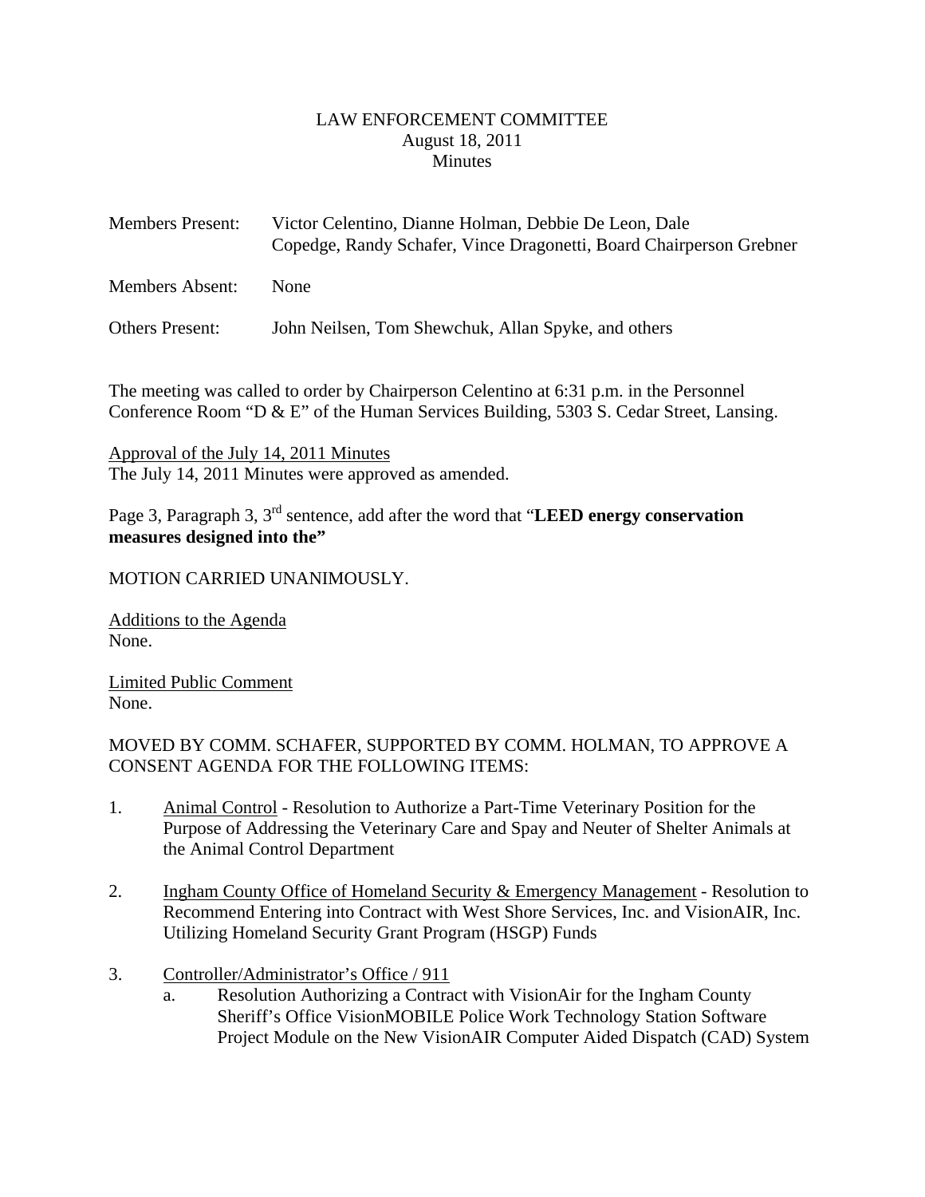LAW ENFORCEMENT COMMITTEE
August 18, 2011
Minutes

Members Present: Victor Celentino, Dianne Holman, Debbie De Leon, Dale Copedge, Randy Schafer, Vince Dragonetti, Board Chairperson Grebner

Members Absent: None

Others Present: John Neilsen, Tom Shewchuk, Allan Spyke, and others

The meeting was called to order by Chairperson Celentino at 6:31 p.m. in the Personnel Conference Room "D & E" of the Human Services Building, 5303 S. Cedar Street, Lansing.

Approval of the July 14, 2011 Minutes
The July 14, 2011 Minutes were approved as amended.

Page 3, Paragraph 3, 3rd sentence, add after the word that "**LEED energy conservation measures designed into the"**

MOTION CARRIED UNANIMOUSLY.

Additions to the Agenda
None.

Limited Public Comment
None.

MOVED BY COMM. SCHAFER, SUPPORTED BY COMM. HOLMAN, TO APPROVE A CONSENT AGENDA FOR THE FOLLOWING ITEMS:

1. Animal Control - Resolution to Authorize a Part-Time Veterinary Position for the Purpose of Addressing the Veterinary Care and Spay and Neuter of Shelter Animals at the Animal Control Department

2. Ingham County Office of Homeland Security & Emergency Management - Resolution to Recommend Entering into Contract with West Shore Services, Inc. and VisionAIR, Inc. Utilizing Homeland Security Grant Program (HSGP) Funds

3. Controller/Administrator's Office / 911
   a. Resolution Authorizing a Contract with VisionAir for the Ingham County Sheriff's Office VisionMOBILE Police Work Technology Station Software Project Module on the New VisionAIR Computer Aided Dispatch (CAD) System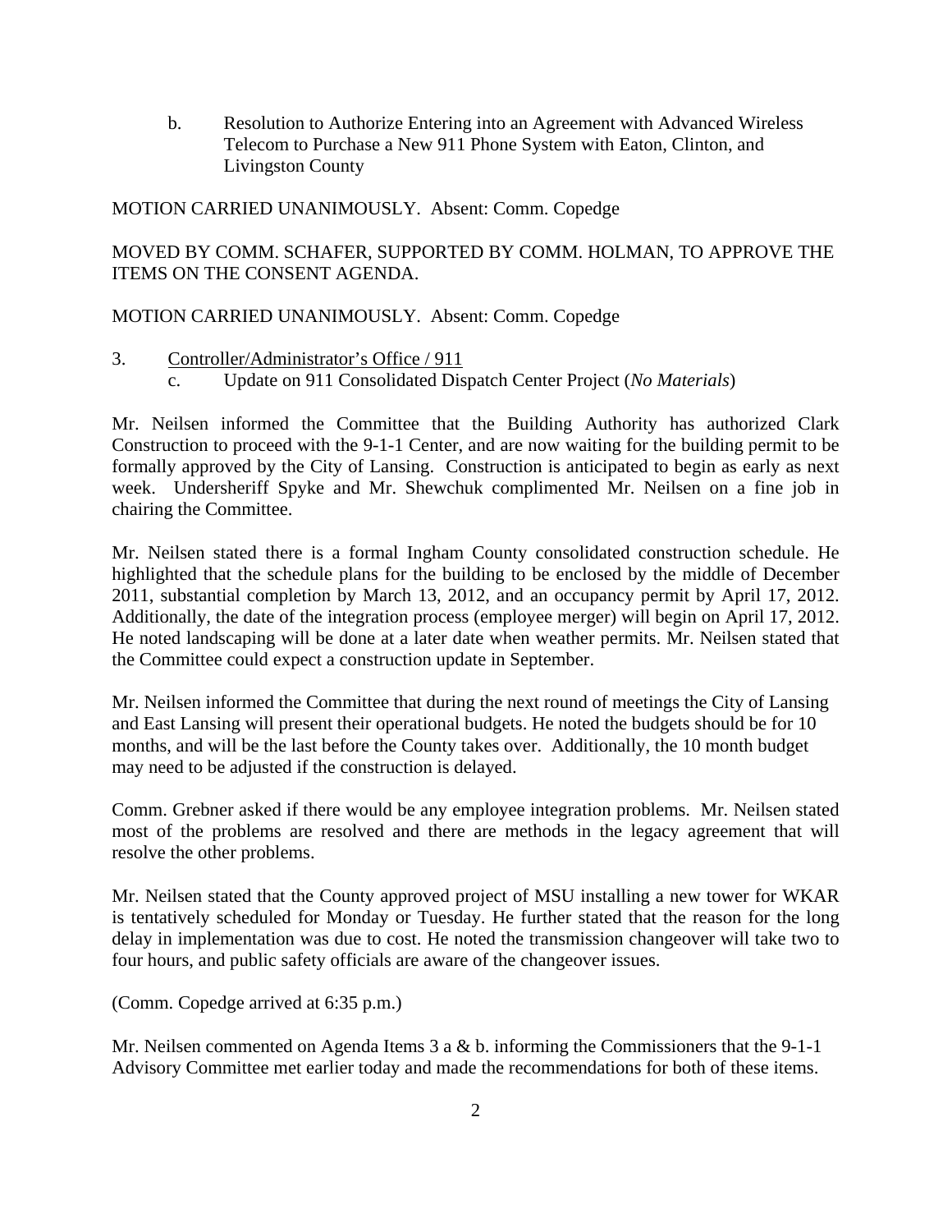b. Resolution to Authorize Entering into an Agreement with Advanced Wireless Telecom to Purchase a New 911 Phone System with Eaton, Clinton, and Livingston County

MOTION CARRIED UNANIMOUSLY. Absent: Comm. Copedge

MOVED BY COMM. SCHAFER, SUPPORTED BY COMM. HOLMAN, TO APPROVE THE ITEMS ON THE CONSENT AGENDA.

MOTION CARRIED UNANIMOUSLY. Absent: Comm. Copedge

3. Controller/Administrator's Office / 911
   c. Update on 911 Consolidated Dispatch Center Project (*No Materials*)

Mr. Neilsen informed the Committee that the Building Authority has authorized Clark Construction to proceed with the 9-1-1 Center, and are now waiting for the building permit to be formally approved by the City of Lansing. Construction is anticipated to begin as early as next week. Undersheriff Spyke and Mr. Shewchuk complimented Mr. Neilsen on a fine job in chairing the Committee.

Mr. Neilsen stated there is a formal Ingham County consolidated construction schedule. He highlighted that the schedule plans for the building to be enclosed by the middle of December 2011, substantial completion by March 13, 2012, and an occupancy permit by April 17, 2012. Additionally, the date of the integration process (employee merger) will begin on April 17, 2012. He noted landscaping will be done at a later date when weather permits. Mr. Neilsen stated that the Committee could expect a construction update in September.

Mr. Neilsen informed the Committee that during the next round of meetings the City of Lansing and East Lansing will present their operational budgets. He noted the budgets should be for 10 months, and will be the last before the County takes over. Additionally, the 10 month budget may need to be adjusted if the construction is delayed.

Comm. Grebner asked if there would be any employee integration problems. Mr. Neilsen stated most of the problems are resolved and there are methods in the legacy agreement that will resolve the other problems.

Mr. Neilsen stated that the County approved project of MSU installing a new tower for WKAR is tentatively scheduled for Monday or Tuesday. He further stated that the reason for the long delay in implementation was due to cost. He noted the transmission changeover will take two to four hours, and public safety officials are aware of the changeover issues.

(Comm. Copedge arrived at 6:35 p.m.)

Mr. Neilsen commented on Agenda Items 3 a & b. informing the Commissioners that the 9-1-1 Advisory Committee met earlier today and made the recommendations for both of these items.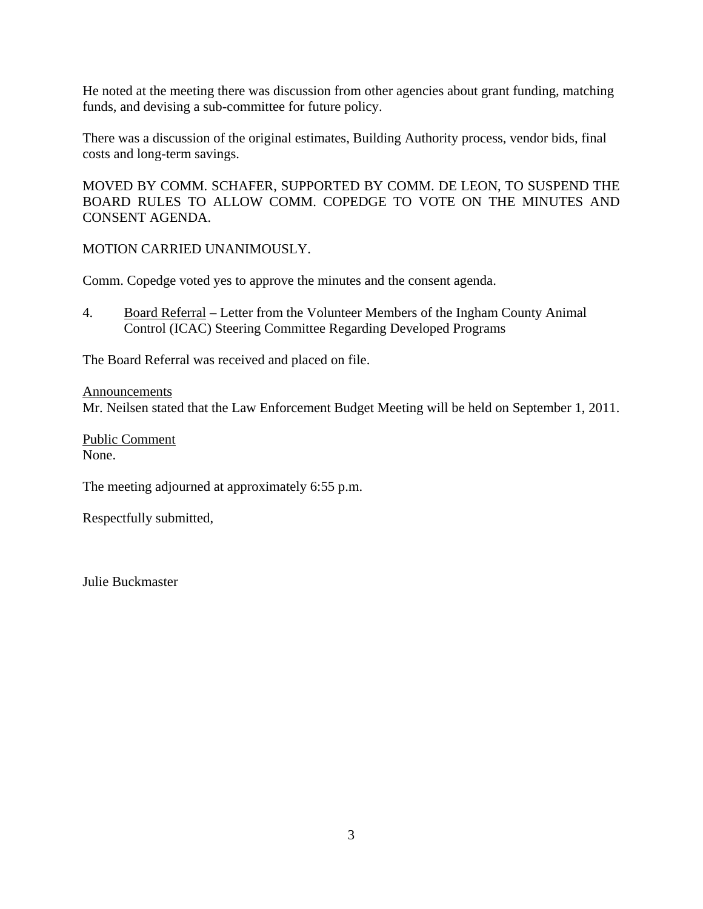He noted at the meeting there was discussion from other agencies about grant funding, matching funds, and devising a sub-committee for future policy.

There was a discussion of the original estimates, Building Authority process, vendor bids, final costs and long-term savings.

MOVED BY COMM. SCHAFER, SUPPORTED BY COMM. DE LEON, TO SUSPEND THE BOARD RULES TO ALLOW COMM. COPEDGE TO VOTE ON THE MINUTES AND CONSENT AGENDA.

MOTION CARRIED UNANIMOUSLY.

Comm. Copedge voted yes to approve the minutes and the consent agenda.

4. Board Referral – Letter from the Volunteer Members of the Ingham County Animal Control (ICAC) Steering Committee Regarding Developed Programs

The Board Referral was received and placed on file.

Announcements
Mr. Neilsen stated that the Law Enforcement Budget Meeting will be held on September 1, 2011.

Public Comment
None.

The meeting adjourned at approximately 6:55 p.m.

Respectfully submitted,

Julie Buckmaster